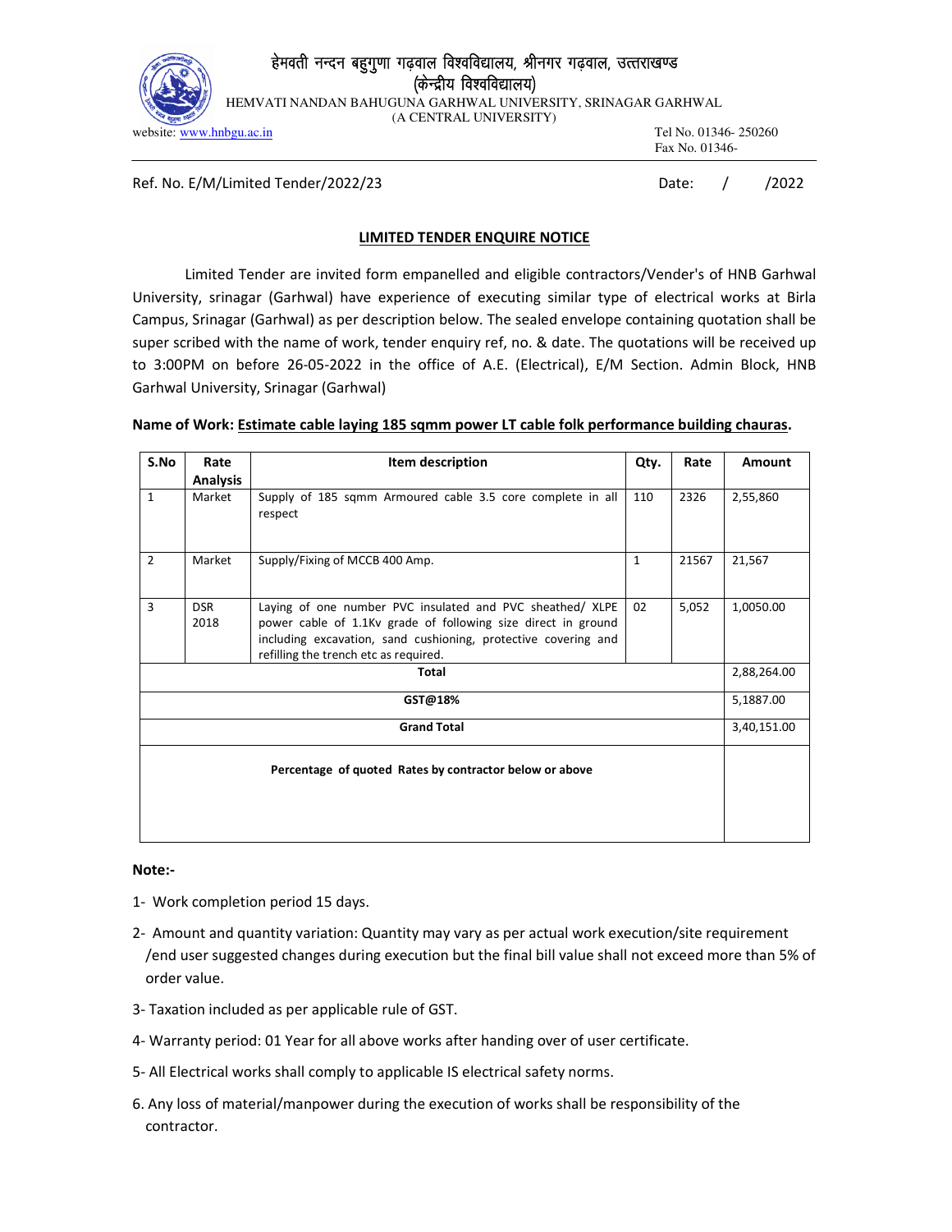हेमवती नन्दन बहुगुणा गढ़वाल विश्वविद्यालय, श्रीनगर गढ़वाल, उत्तराखण्ड
(केन्द्रीय विश्वविद्यालय)

HEMVATI NANDAN BAHUGUNA GARHWAL UNIVERSITY, SRINAGAR GARHWAL
(A CENTRAL UNIVERSITY)

website: www.hnbgu.ac.in

Tel No. 01346- 250260
Fax No. 01346-

Ref. No. E/M/Limited Tender/2022/23

Date: / /2022

## LIMITED TENDER ENQUIRE NOTICE

Limited Tender are invited form empanelled and eligible contractors/Vender's of HNB Garhwal University, srinagar (Garhwal) have experience of executing similar type of electrical works at Birla Campus, Srinagar (Garhwal) as per description below. The sealed envelope containing quotation shall be super scribed with the name of work, tender enquiry ref, no. & date. The quotations will be received up to 3:00PM on before 26-05-2022 in the office of A.E. (Electrical), E/M Section. Admin Block, HNB Garhwal University, Srinagar (Garhwal)

**Name of Work: Estimate cable laying 185 sqmm power LT cable folk performance building chauras.**

| S.No | Rate Analysis | Item description | Qty. | Rate | Amount |
|---|---|---|---|---|---|
| 1 | Market | Supply of 185 sqmm Armoured cable 3.5 core complete in all respect | 110 | 2326 | 2,55,860 |
| 2 | Market | Supply/Fixing of MCCB 400 Amp. | 1 | 21567 | 21,567 |
| 3 | DSR 2018 | Laying of one number PVC insulated and PVC sheathed/ XLPE power cable of 1.1Kv grade of following size direct in ground including excavation, sand cushioning, protective covering and refilling the trench etc as required. | 02 | 5,052 | 1,0050.00 |
| **Total** | | | | | 2,88,264.00 |
| **GST@18%** | | | | | 5,1887.00 |
| **Grand Total** | | | | | 3,40,151.00 |
| **Percentage of quoted Rates by contractor below or above** | | | | | |

**Note:-**

1- Work completion period 15 days.

2- Amount and quantity variation: Quantity may vary as per actual work execution/site requirement /end user suggested changes during execution but the final bill value shall not exceed more than 5% of order value.

3- Taxation included as per applicable rule of GST.

4- Warranty period: 01 Year for all above works after handing over of user certificate.

5- All Electrical works shall comply to applicable IS electrical safety norms.

6. Any loss of material/manpower during the execution of works shall be responsibility of the contractor.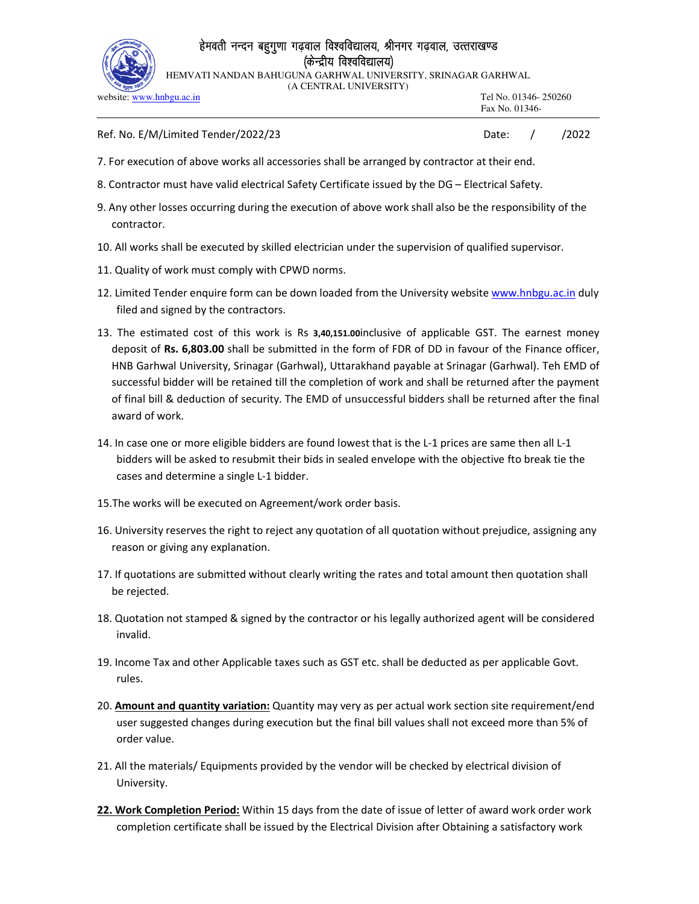Ref. No. E/M/Limited Tender/2022/23 Date: / /2022

7. For execution of above works all accessories shall be arranged by contractor at their end.
8. Contractor must have valid electrical Safety Certificate issued by the DG – Electrical Safety.
9. Any other losses occurring during the execution of above work shall also be the responsibility of the contractor.
10. All works shall be executed by skilled electrician under the supervision of qualified supervisor.
11. Quality of work must comply with CPWD norms.
12. Limited Tender enquire form can be down loaded from the University website www.hnbgu.ac.in duly filed and signed by the contractors.
13. The estimated cost of this work is Rs **3,40,151.00**inclusive of applicable GST. The earnest money deposit of **Rs. 6,803.00** shall be submitted in the form of FDR of DD in favour of the Finance officer, HNB Garhwal University, Srinagar (Garhwal), Uttarakhand payable at Srinagar (Garhwal). Teh EMD of successful bidder will be retained till the completion of work and shall be returned after the payment of final bill & deduction of security. The EMD of unsuccessful bidders shall be returned after the final award of work.
14. In case one or more eligible bidders are found lowest that is the L-1 prices are same then all L-1 bidders will be asked to resubmit their bids in sealed envelope with the objective fto break tie the cases and determine a single L-1 bidder.
15. The works will be executed on Agreement/work order basis.
16. University reserves the right to reject any quotation of all quotation without prejudice, assigning any reason or giving any explanation.
17. If quotations are submitted without clearly writing the rates and total amount then quotation shall be rejected.
18. Quotation not stamped & signed by the contractor or his legally authorized agent will be considered invalid.
19. Income Tax and other Applicable taxes such as GST etc. shall be deducted as per applicable Govt. rules.
20. **Amount and quantity variation:** Quantity may very as per actual work section site requirement/end user suggested changes during execution but the final bill values shall not exceed more than 5% of order value.
21. All the materials/ Equipments provided by the vendor will be checked by electrical division of University.
22. **Work Completion Period:** Within 15 days from the date of issue of letter of award work order work completion certificate shall be issued by the Electrical Division after Obtaining a satisfactory work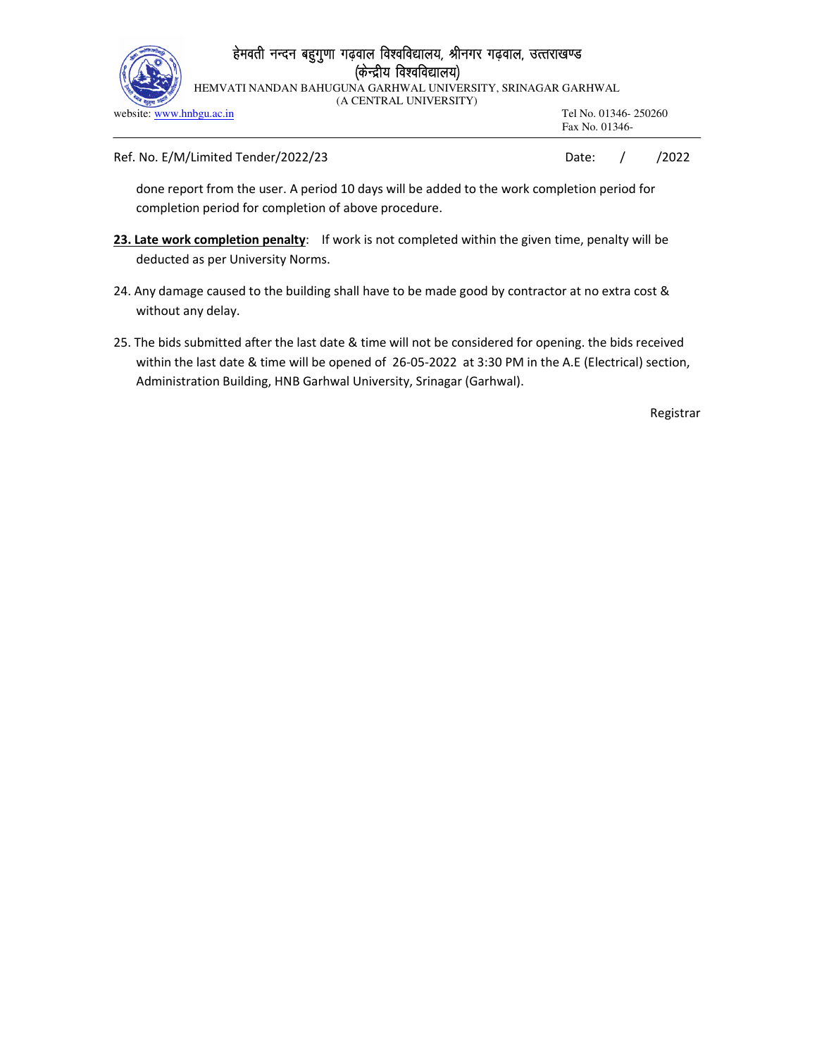Ref. No. E/M/Limited Tender/2022/23 Date: / /2022

done report from the user. A period 10 days will be added to the work completion period for completion period for completion of above procedure.

23. **Late work completion penalty**: If work is not completed within the given time, penalty will be deducted as per University Norms.

24. Any damage caused to the building shall have to be made good by contractor at no extra cost & without any delay.

25. The bids submitted after the last date & time will not be considered for opening. the bids received within the last date & time will be opened of 26-05-2022 at 3:30 PM in the A.E (Electrical) section, Administration Building, HNB Garhwal University, Srinagar (Garhwal).

Registrar